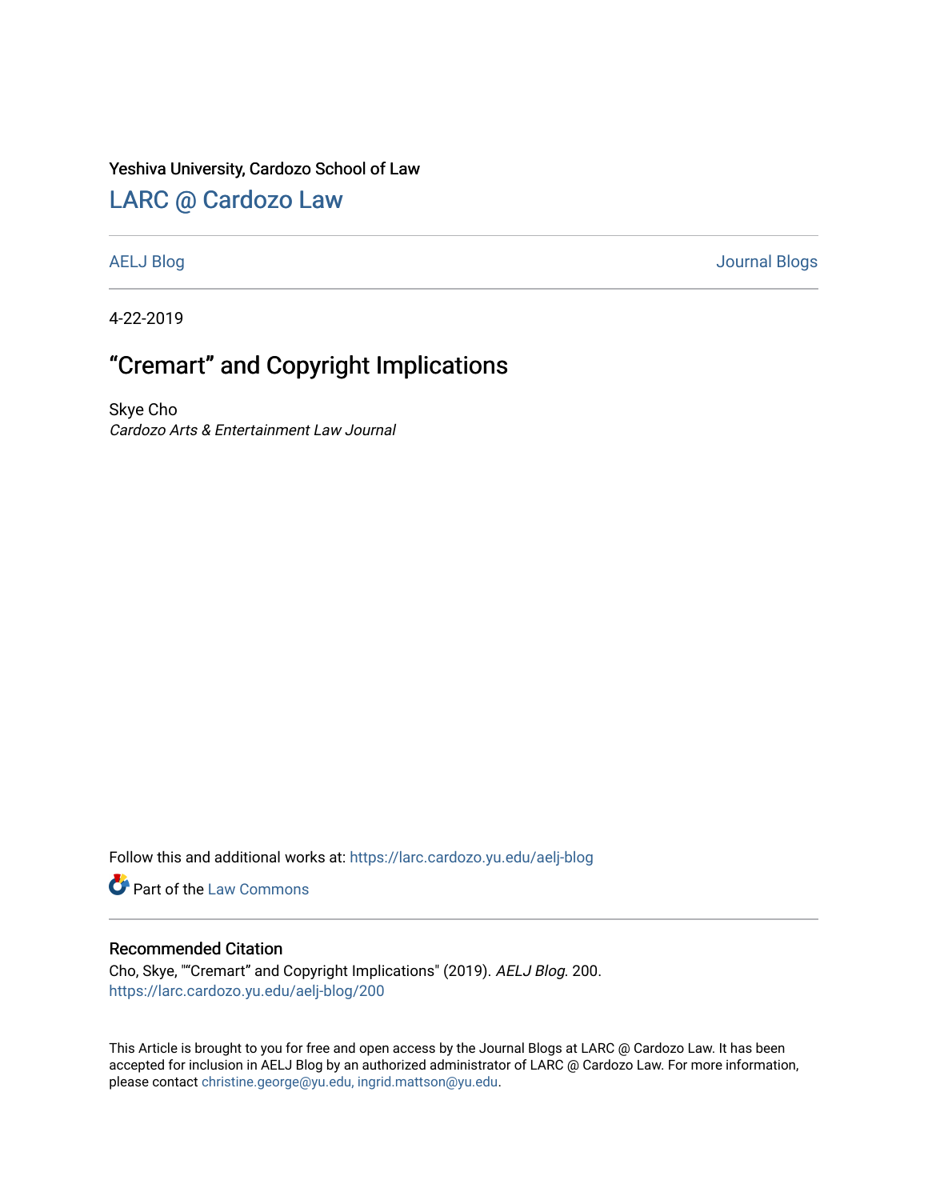Yeshiva University, Cardozo School of Law

## LARC @ Cardozo Law

AELJ Blog | Journal Blogs

4-22-2019

# "Cremart" and Copyright Implications

Skye Cho
*Cardozo Arts & Entertainment Law Journal*

Follow this and additional works at: https://larc.cardozo.yu.edu/aelj-blog

Part of the Law Commons

### Recommended Citation

Cho, Skye, ""Cremart" and Copyright Implications" (2019). *AELJ Blog*. 200.
https://larc.cardozo.yu.edu/aelj-blog/200

This Article is brought to you for free and open access by the Journal Blogs at LARC @ Cardozo Law. It has been accepted for inclusion in AELJ Blog by an authorized administrator of LARC @ Cardozo Law. For more information, please contact christine.george@yu.edu, ingrid.mattson@yu.edu.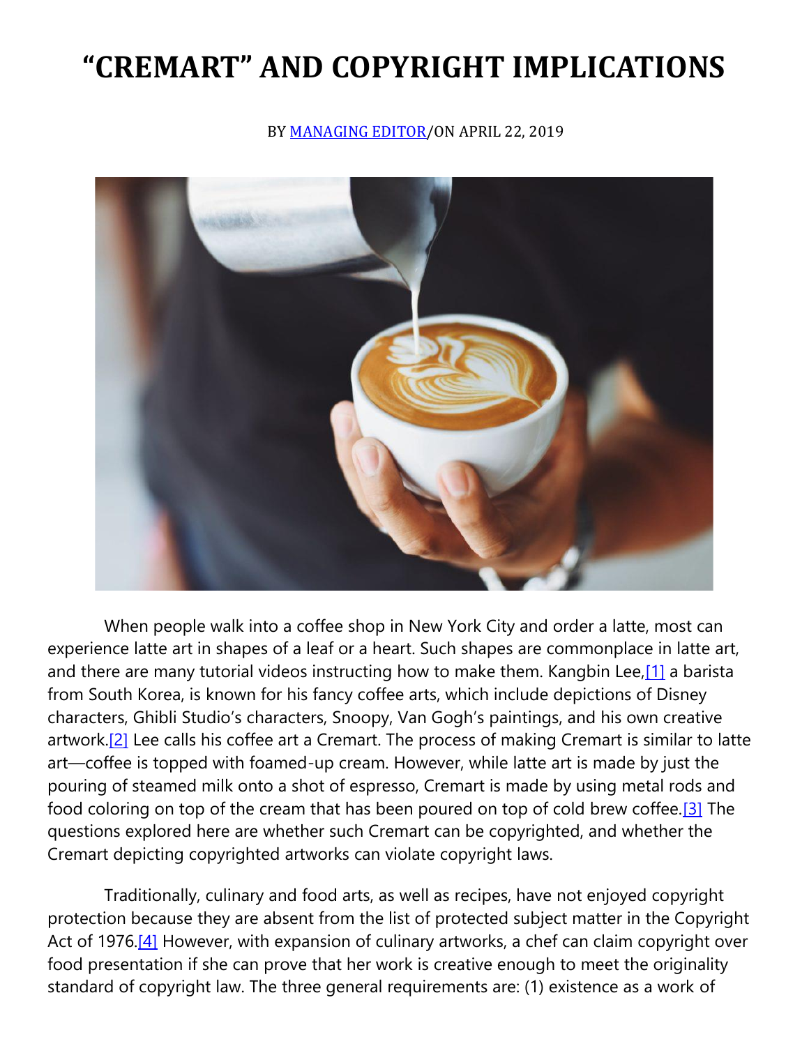# "CREMART" AND COPYRIGHT IMPLICATIONS

BY MANAGING EDITOR/ON APRIL 22, 2019

When people walk into a coffee shop in New York City and order a latte, most can experience latte art in shapes of a leaf or a heart. Such shapes are commonplace in latte art, and there are many tutorial videos instructing how to make them. Kangbin Lee,[1] a barista from South Korea, is known for his fancy coffee arts, which include depictions of Disney characters, Ghibli Studio's characters, Snoopy, Van Gogh's paintings, and his own creative artwork.[2] Lee calls his coffee art a Cremart. The process of making Cremart is similar to latte art—coffee is topped with foamed-up cream. However, while latte art is made by just the pouring of steamed milk onto a shot of espresso, Cremart is made by using metal rods and food coloring on top of the cream that has been poured on top of cold brew coffee.[3] The questions explored here are whether such Cremart can be copyrighted, and whether the Cremart depicting copyrighted artworks can violate copyright laws.

Traditionally, culinary and food arts, as well as recipes, have not enjoyed copyright protection because they are absent from the list of protected subject matter in the Copyright Act of 1976.[4] However, with expansion of culinary artworks, a chef can claim copyright over food presentation if she can prove that her work is creative enough to meet the originality standard of copyright law. The three general requirements are: (1) existence as a work of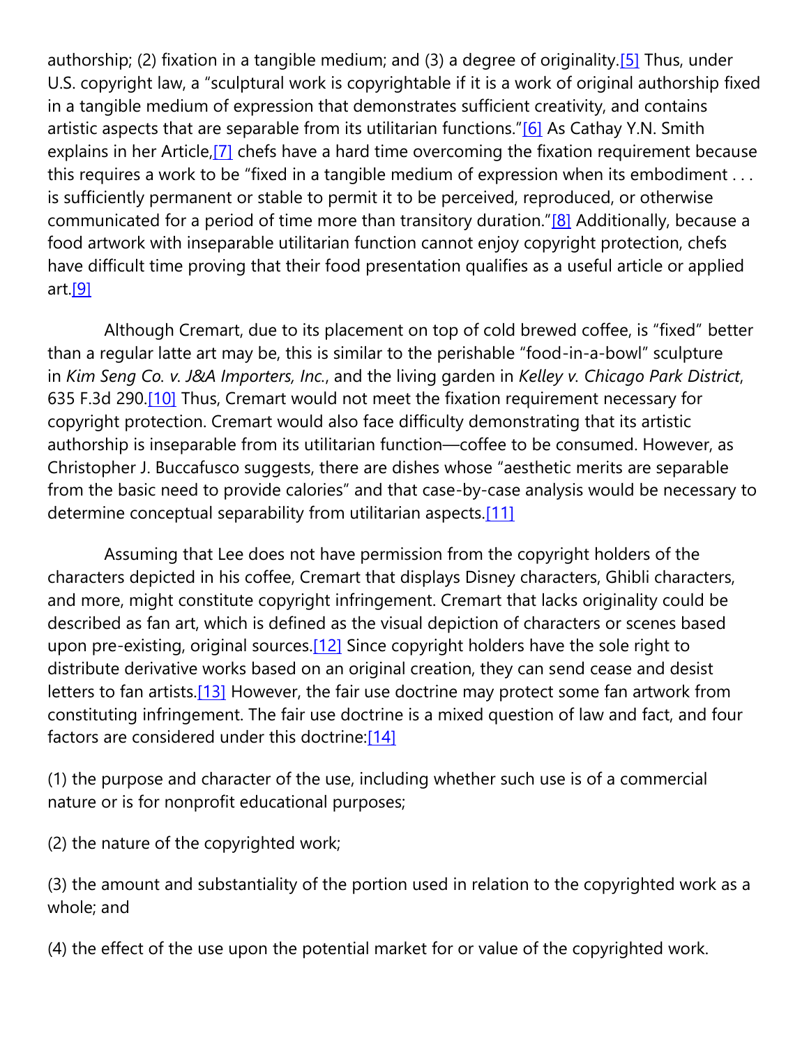authorship; (2) fixation in a tangible medium; and (3) a degree of originality.[5] Thus, under U.S. copyright law, a "sculptural work is copyrightable if it is a work of original authorship fixed in a tangible medium of expression that demonstrates sufficient creativity, and contains artistic aspects that are separable from its utilitarian functions."[6] As Cathay Y.N. Smith explains in her Article,[7] chefs have a hard time overcoming the fixation requirement because this requires a work to be "fixed in a tangible medium of expression when its embodiment . . . is sufficiently permanent or stable to permit it to be perceived, reproduced, or otherwise communicated for a period of time more than transitory duration."[8] Additionally, because a food artwork with inseparable utilitarian function cannot enjoy copyright protection, chefs have difficult time proving that their food presentation qualifies as a useful article or applied art.[9]

Although Cremart, due to its placement on top of cold brewed coffee, is "fixed" better than a regular latte art may be, this is similar to the perishable "food-in-a-bowl" sculpture in *Kim Seng Co. v. J&A Importers, Inc.*, and the living garden in *Kelley v. Chicago Park District*, 635 F.3d 290.[10] Thus, Cremart would not meet the fixation requirement necessary for copyright protection. Cremart would also face difficulty demonstrating that its artistic authorship is inseparable from its utilitarian function—coffee to be consumed. However, as Christopher J. Buccafusco suggests, there are dishes whose "aesthetic merits are separable from the basic need to provide calories" and that case-by-case analysis would be necessary to determine conceptual separability from utilitarian aspects.[11]

Assuming that Lee does not have permission from the copyright holders of the characters depicted in his coffee, Cremart that displays Disney characters, Ghibli characters, and more, might constitute copyright infringement. Cremart that lacks originality could be described as fan art, which is defined as the visual depiction of characters or scenes based upon pre-existing, original sources.[12] Since copyright holders have the sole right to distribute derivative works based on an original creation, they can send cease and desist letters to fan artists.[13] However, the fair use doctrine may protect some fan artwork from constituting infringement. The fair use doctrine is a mixed question of law and fact, and four factors are considered under this doctrine:[14]

(1) the purpose and character of the use, including whether such use is of a commercial nature or is for nonprofit educational purposes;

(2) the nature of the copyrighted work;

(3) the amount and substantiality of the portion used in relation to the copyrighted work as a whole; and

(4) the effect of the use upon the potential market for or value of the copyrighted work.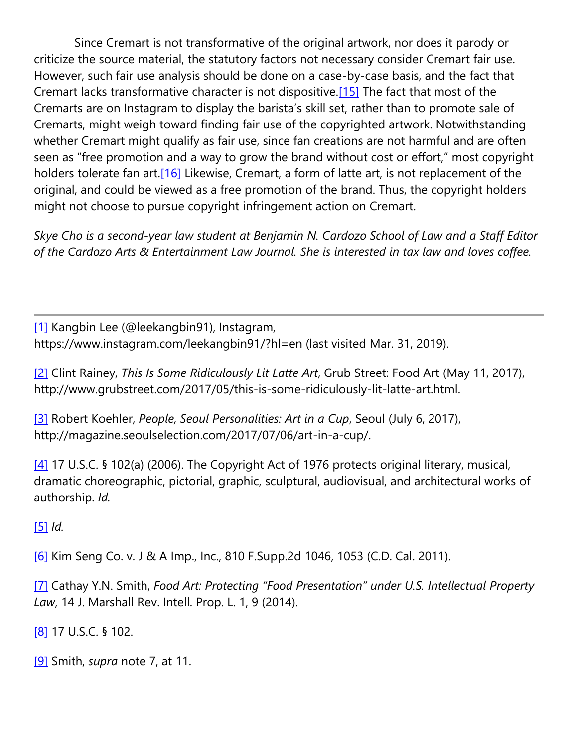Since Cremart is not transformative of the original artwork, nor does it parody or criticize the source material, the statutory factors not necessary consider Cremart fair use. However, such fair use analysis should be done on a case-by-case basis, and the fact that Cremart lacks transformative character is not dispositive.[15] The fact that most of the Cremarts are on Instagram to display the barista's skill set, rather than to promote sale of Cremarts, might weigh toward finding fair use of the copyrighted artwork. Notwithstanding whether Cremart might qualify as fair use, since fan creations are not harmful and are often seen as "free promotion and a way to grow the brand without cost or effort," most copyright holders tolerate fan art.[16] Likewise, Cremart, a form of latte art, is not replacement of the original, and could be viewed as a free promotion of the brand. Thus, the copyright holders might not choose to pursue copyright infringement action on Cremart.

*Skye Cho is a second-year law student at Benjamin N. Cardozo School of Law and a Staff Editor of the Cardozo Arts & Entertainment Law Journal. She is interested in tax law and loves coffee.*

---

[1] Kangbin Lee (@leekangbin91), Instagram, https://www.instagram.com/leekangbin91/?hl=en (last visited Mar. 31, 2019).

[2] Clint Rainey, *This Is Some Ridiculously Lit Latte Art*, Grub Street: Food Art (May 11, 2017), http://www.grubstreet.com/2017/05/this-is-some-ridiculously-lit-latte-art.html.

[3] Robert Koehler, *People, Seoul Personalities: Art in a Cup*, Seoul (July 6, 2017), http://magazine.seoulselection.com/2017/07/06/art-in-a-cup/.

[4] 17 U.S.C. § 102(a) (2006). The Copyright Act of 1976 protects original literary, musical, dramatic choreographic, pictorial, graphic, sculptural, audiovisual, and architectural works of authorship. *Id.*

[5] *Id.*

[6] Kim Seng Co. v. J & A Imp., Inc., 810 F.Supp.2d 1046, 1053 (C.D. Cal. 2011).

[7] Cathay Y.N. Smith, *Food Art: Protecting "Food Presentation" under U.S. Intellectual Property Law*, 14 J. Marshall Rev. Intell. Prop. L. 1, 9 (2014).

[8] 17 U.S.C. § 102.

[9] Smith, *supra* note 7, at 11.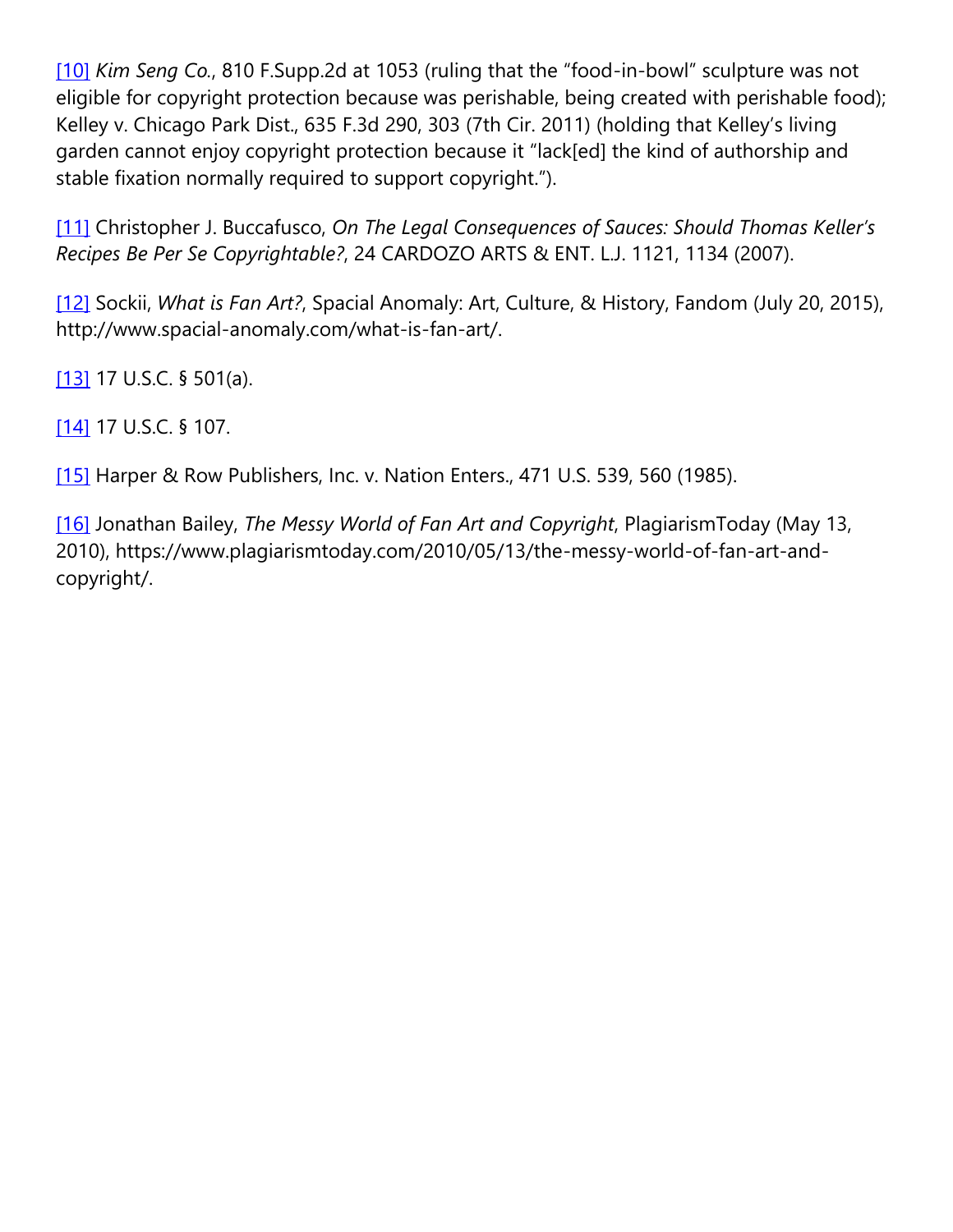[10] *Kim Seng Co.*, 810 F.Supp.2d at 1053 (ruling that the "food-in-bowl" sculpture was not eligible for copyright protection because was perishable, being created with perishable food); Kelley v. Chicago Park Dist., 635 F.3d 290, 303 (7th Cir. 2011) (holding that Kelley's living garden cannot enjoy copyright protection because it "lack[ed] the kind of authorship and stable fixation normally required to support copyright.").

[11] Christopher J. Buccafusco, *On The Legal Consequences of Sauces: Should Thomas Keller's Recipes Be Per Se Copyrightable?*, 24 CARDOZO ARTS & ENT. L.J. 1121, 1134 (2007).

[12] Sockii, *What is Fan Art?*, Spacial Anomaly: Art, Culture, & History, Fandom (July 20, 2015), http://www.spacial-anomaly.com/what-is-fan-art/.

[13] 17 U.S.C. § 501(a).

[14] 17 U.S.C. § 107.

[15] Harper & Row Publishers, Inc. v. Nation Enters., 471 U.S. 539, 560 (1985).

[16] Jonathan Bailey, *The Messy World of Fan Art and Copyright*, PlagiarismToday (May 13, 2010), https://www.plagiarismtoday.com/2010/05/13/the-messy-world-of-fan-art-and-copyright/.